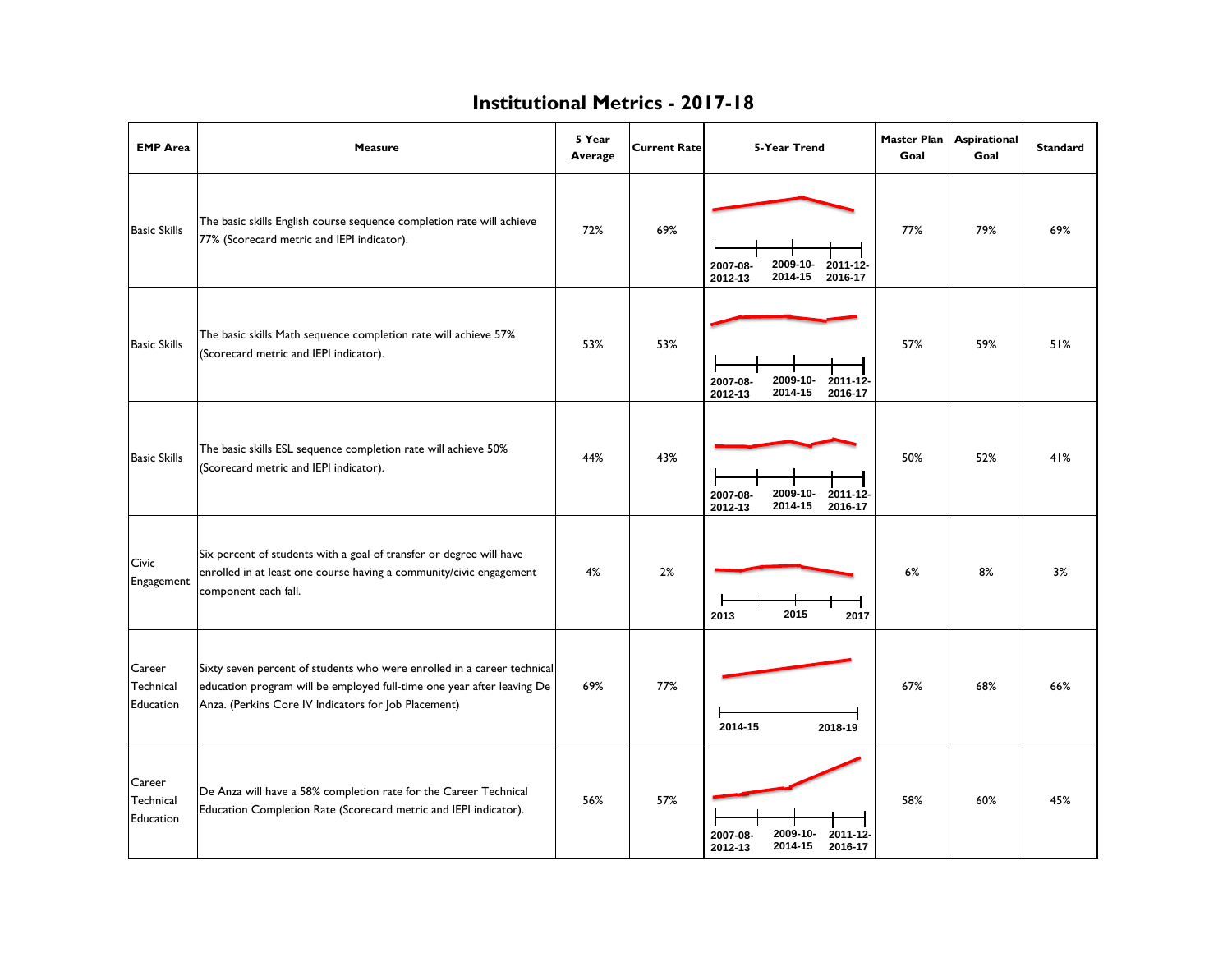# Institutional Metrics - 2017-18

| EMP Area | Measure | 5 Year Average | Current Rate | 5-Year Trend | Master Plan Goal | Aspirational Goal | Standard |
|---|---|---|---|---|---|---|---|
| Basic Skills | The basic skills English course sequence completion rate will achieve 77% (Scorecard metric and IEPI indicator). | 72% | 69% | 2007-08-2012-13 / 2009-10-2014-15 / 2011-12-2016-17 | 77% | 79% | 69% |
| Basic Skills | The basic skills Math sequence completion rate will achieve 57% (Scorecard metric and IEPI indicator). | 53% | 53% | 2007-08-2012-13 / 2009-10-2014-15 / 2011-12-2016-17 | 57% | 59% | 51% |
| Basic Skills | The basic skills ESL sequence completion rate will achieve 50% (Scorecard metric and IEPI indicator). | 44% | 43% | 2007-08-2012-13 / 2009-10-2014-15 / 2011-12-2016-17 | 50% | 52% | 41% |
| Civic Engagement | Six percent of students with a goal of transfer or degree will have enrolled in at least one course having a community/civic engagement component each fall. | 4% | 2% | 2013 / 2015 / 2017 | 6% | 8% | 3% |
| Career Technical Education | Sixty seven percent of students who were enrolled in a career technical education program will be employed full-time one year after leaving De Anza. (Perkins Core IV Indicators for Job Placement) | 69% | 77% | 2014-15 / 2018-19 | 67% | 68% | 66% |
| Career Technical Education | De Anza will have a 58% completion rate for the Career Technical Education Completion Rate (Scorecard metric and IEPI indicator). | 56% | 57% | 2007-08-2012-13 / 2009-10-2014-15 / 2011-12-2016-17 | 58% | 60% | 45% |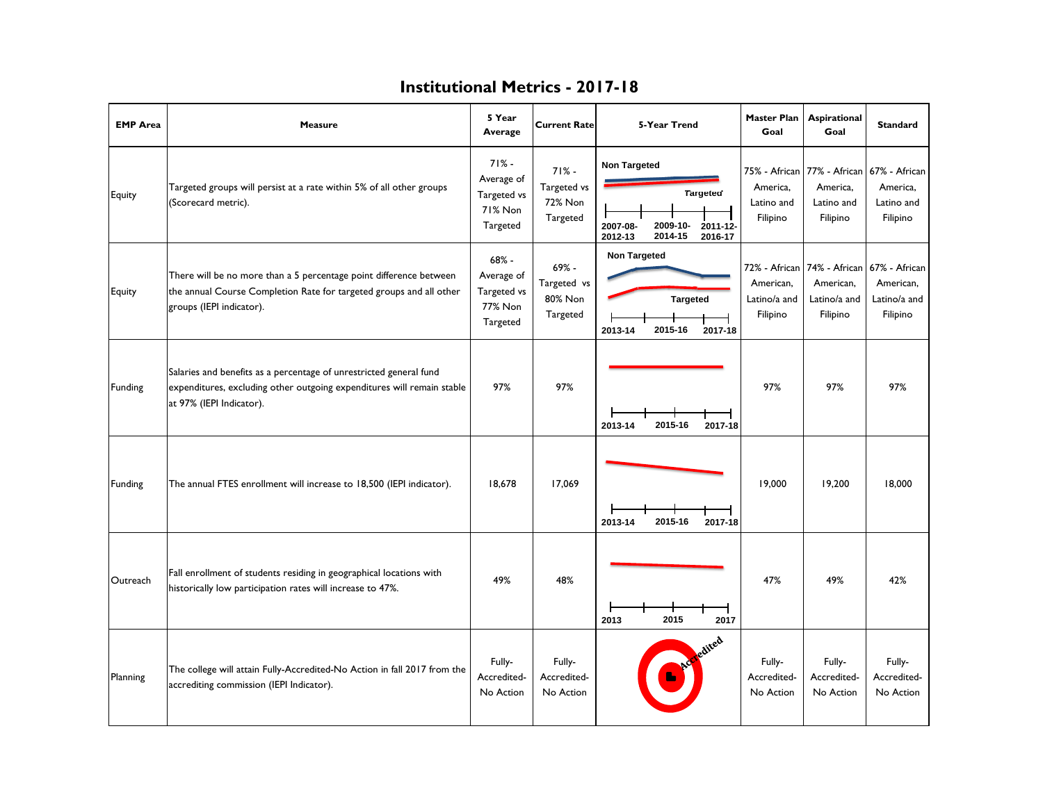# Institutional Metrics - 2017-18

| EMP Area | Measure | 5 Year Average | Current Rate | 5-Year Trend | Master Plan Goal | Aspirational Goal | Standard |
|---|---|---|---|---|---|---|---|
| Equity | Targeted groups will persist at a rate within 5% of all other groups (Scorecard metric). | 71% - Average of Targeted vs 71% Non Targeted | 71% - Targeted vs 72% Non Targeted | Non Targeted; Targeted; 2007-08-2012-13, 2009-10-2014-15, 2011-12-2016-17 | 75% - African America, Latino and Filipino | 77% - African America, Latino and Filipino | 67% - African America, Latino and Filipino |
| Equity | There will be no more than a 5 percentage point difference between the annual Course Completion Rate for targeted groups and all other groups (IEPI indicator). | 68% - Average of Targeted vs 77% Non Targeted | 69% - Targeted vs 80% Non Targeted | Non Targeted; Targeted; 2013-14, 2015-16, 2017-18 | 72% - African American, Latino/a and Filipino | 74% - African American, Latino/a and Filipino | 67% - African American, Latino/a and Filipino |
| Funding | Salaries and benefits as a percentage of unrestricted general fund expenditures, excluding other outgoing expenditures will remain stable at 97% (IEPI Indicator). | 97% | 97% | 2013-14, 2015-16, 2017-18 | 97% | 97% | 97% |
| Funding | The annual FTES enrollment will increase to 18,500 (IEPI indicator). | 18,678 | 17,069 | 2013-14, 2015-16, 2017-18 | 19,000 | 19,200 | 18,000 |
| Outreach | Fall enrollment of students residing in geographical locations with historically low participation rates will increase to 47%. | 49% | 48% | 2013, 2015, 2017 | 47% | 49% | 42% |
| Planning | The college will attain Fully-Accredited-No Action in fall 2017 from the accrediting commission (IEPI Indicator). | Fully-Accredited-No Action | Fully-Accredited-No Action | Accredited | Fully-Accredited-No Action | Fully-Accredited-No Action | Fully-Accredited-No Action |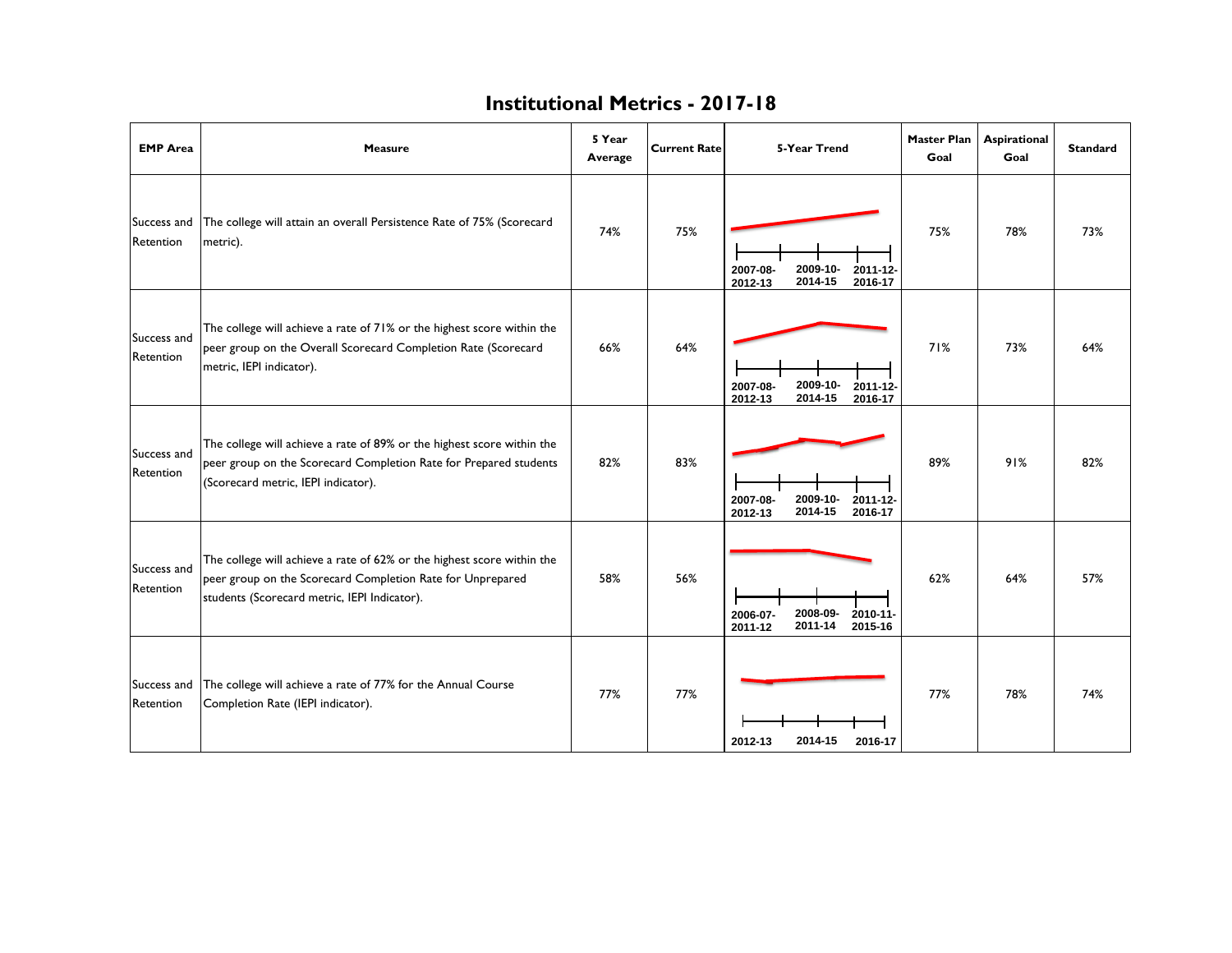# Institutional Metrics - 2017-18

| EMP Area | Measure | 5 Year Average | Current Rate | 5-Year Trend | Master Plan Goal | Aspirational Goal | Standard |
|---|---|---|---|---|---|---|---|
| Success and Retention | The college will attain an overall Persistence Rate of 75% (Scorecard metric). | 74% | 75% | 2007-08-2012-13 / 2009-10-2014-15 / 2011-12-2016-17 | 75% | 78% | 73% |
| Success and Retention | The college will achieve a rate of 71% or the highest score within the peer group on the Overall Scorecard Completion Rate (Scorecard metric, IEPI indicator). | 66% | 64% | 2007-08-2012-13 / 2009-10-2014-15 / 2011-12-2016-17 | 71% | 73% | 64% |
| Success and Retention | The college will achieve a rate of 89% or the highest score within the peer group on the Scorecard Completion Rate for Prepared students (Scorecard metric, IEPI indicator). | 82% | 83% | 2007-08-2012-13 / 2009-10-2014-15 / 2011-12-2016-17 | 89% | 91% | 82% |
| Success and Retention | The college will achieve a rate of 62% or the highest score within the peer group on the Scorecard Completion Rate for Unprepared students (Scorecard metric, IEPI Indicator). | 58% | 56% | 2006-07-2011-12 / 2008-09-2011-14 / 2010-11-2015-16 | 62% | 64% | 57% |
| Success and Retention | The college will achieve a rate of 77% for the Annual Course Completion Rate (IEPI indicator). | 77% | 77% | 2012-13 / 2014-15 / 2016-17 | 77% | 78% | 74% |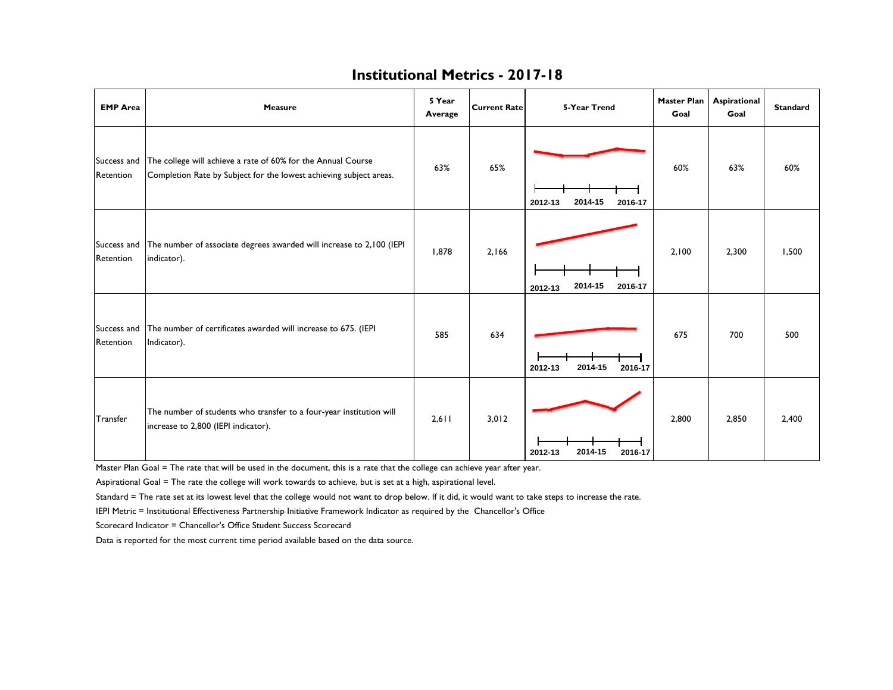# Institutional Metrics - 2017-18

| EMP Area | Measure | 5 Year Average | Current Rate | 5-Year Trend | Master Plan Goal | Aspirational Goal | Standard |
|---|---|---|---|---|---|---|---|
| Success and Retention | The college will achieve a rate of 60% for the Annual Course Completion Rate by Subject for the lowest achieving subject areas. | 63% | 65% | 2012-13 2014-15 2016-17 | 60% | 63% | 60% |
| Success and Retention | The number of associate degrees awarded will increase to 2,100 (IEPI indicator). | 1,878 | 2,166 | 2012-13 2014-15 2016-17 | 2,100 | 2,300 | 1,500 |
| Success and Retention | The number of certificates awarded will increase to 675. (IEPI Indicator). | 585 | 634 | 2012-13 2014-15 2016-17 | 675 | 700 | 500 |
| Transfer | The number of students who transfer to a four-year institution will increase to 2,800 (IEPI indicator). | 2,611 | 3,012 | 2012-13 2014-15 2016-17 | 2,800 | 2,850 | 2,400 |

Master Plan Goal = The rate that will be used in the document, this is a rate that the college can achieve year after year.

Aspirational Goal = The rate the college will work towards to achieve, but is set at a high, aspirational level.

Standard = The rate set at its lowest level that the college would not want to drop below. If it did, it would want to take steps to increase the rate.

IEPI Metric = Institutional Effectiveness Partnership Initiative Framework Indicator as required by the Chancellor's Office

Scorecard Indicator = Chancellor's Office Student Success Scorecard

Data is reported for the most current time period available based on the data source.